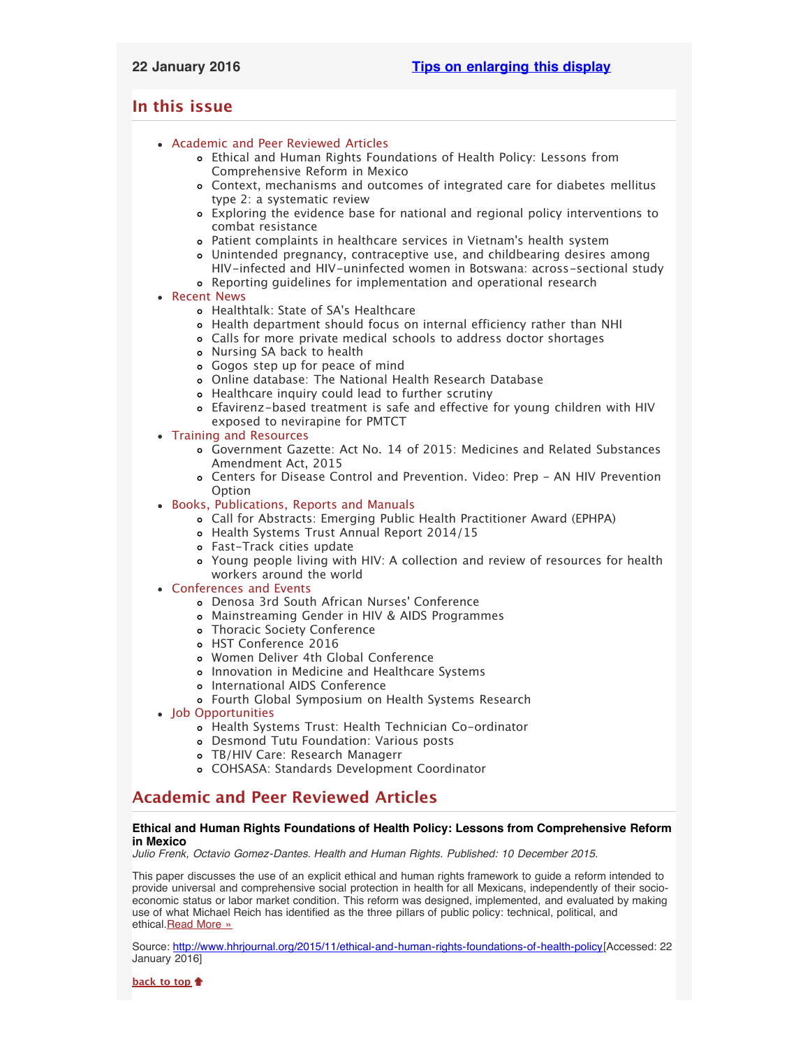**22 January 2016** [Tips on enlarging this display]

## In this issue

- Academic and Peer Reviewed Articles
  - Ethical and Human Rights Foundations of Health Policy: Lessons from Comprehensive Reform in Mexico
  - Context, mechanisms and outcomes of integrated care for diabetes mellitus type 2: a systematic review
  - Exploring the evidence base for national and regional policy interventions to combat resistance
  - Patient complaints in healthcare services in Vietnam's health system
  - Unintended pregnancy, contraceptive use, and childbearing desires among HIV-infected and HIV-uninfected women in Botswana: across-sectional study
  - Reporting guidelines for implementation and operational research
- Recent News
  - Healthtalk: State of SA's Healthcare
  - Health department should focus on internal efficiency rather than NHI
  - Calls for more private medical schools to address doctor shortages
  - Nursing SA back to health
  - Gogos step up for peace of mind
  - Online database: The National Health Research Database
  - Healthcare inquiry could lead to further scrutiny
  - Efavirenz-based treatment is safe and effective for young children with HIV exposed to nevirapine for PMTCT
- Training and Resources
  - Government Gazette: Act No. 14 of 2015: Medicines and Related Substances Amendment Act, 2015
  - Centers for Disease Control and Prevention. Video: Prep - AN HIV Prevention Option
- Books, Publications, Reports and Manuals
  - Call for Abstracts: Emerging Public Health Practitioner Award (EPHPA)
  - Health Systems Trust Annual Report 2014/15
  - Fast-Track cities update
  - Young people living with HIV: A collection and review of resources for health workers around the world
- Conferences and Events
  - Denosa 3rd South African Nurses' Conference
  - Mainstreaming Gender in HIV & AIDS Programmes
  - Thoracic Society Conference
  - HST Conference 2016
  - Women Deliver 4th Global Conference
  - Innovation in Medicine and Healthcare Systems
  - International AIDS Conference
  - Fourth Global Symposium on Health Systems Research
- Job Opportunities
  - Health Systems Trust: Health Technician Co-ordinator
  - Desmond Tutu Foundation: Various posts
  - TB/HIV Care: Research Managerr
  - COHSASA: Standards Development Coordinator

## Academic and Peer Reviewed Articles

**Ethical and Human Rights Foundations of Health Policy: Lessons from Comprehensive Reform in Mexico**
*Julio Frenk, Octavio Gomez-Dantes. Health and Human Rights. Published: 10 December 2015.*

This paper discusses the use of an explicit ethical and human rights framework to guide a reform intended to provide universal and comprehensive social protection in health for all Mexicans, independently of their socio-economic status or labor market condition. This reform was designed, implemented, and evaluated by making use of what Michael Reich has identified as the three pillars of public policy: technical, political, and ethical.Read More »

Source: http://www.hhrjournal.org/2015/11/ethical-and-human-rights-foundations-of-health-policy[Accessed: 22 January 2016]

back to top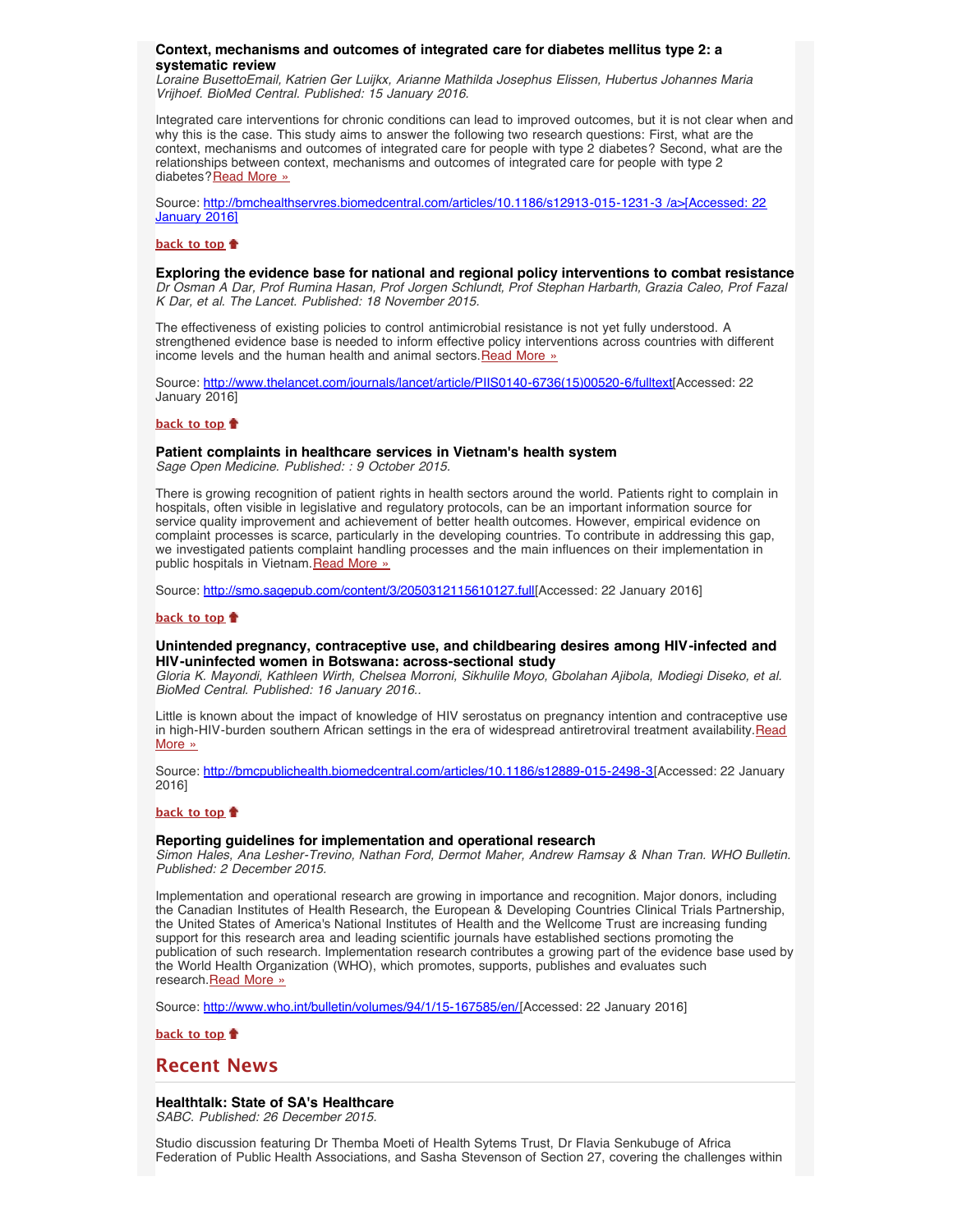**Context, mechanisms and outcomes of integrated care for diabetes mellitus type 2: a systematic review**
*Loraine BusettoEmail, Katrien Ger Luijkx, Arianne Mathilda Josephus Elissen, Hubertus Johannes Maria Vrijhoef. BioMed Central. Published: 15 January 2016.*

Integrated care interventions for chronic conditions can lead to improved outcomes, but it is not clear when and why this is the case. This study aims to answer the following two research questions: First, what are the context, mechanisms and outcomes of integrated care for people with type 2 diabetes? Second, what are the relationships between context, mechanisms and outcomes of integrated care for people with type 2 diabetes? Read More »

Source: http://bmchealthservres.biomedcentral.com/articles/10.1186/s12913-015-1231-3 /a>[Accessed: 22 January 2016]

**back to top**

**Exploring the evidence base for national and regional policy interventions to combat resistance**
*Dr Osman A Dar, Prof Rumina Hasan, Prof Jorgen Schlundt, Prof Stephan Harbarth, Grazia Caleo, Prof Fazal K Dar, et al. The Lancet. Published: 18 November 2015.*

The effectiveness of existing policies to control antimicrobial resistance is not yet fully understood. A strengthened evidence base is needed to inform effective policy interventions across countries with different income levels and the human health and animal sectors. Read More »

Source: http://www.thelancet.com/journals/lancet/article/PIIS0140-6736(15)00520-6/fulltext[Accessed: 22 January 2016]

**back to top**

**Patient complaints in healthcare services in Vietnam's health system**
*Sage Open Medicine. Published: : 9 October 2015.*

There is growing recognition of patient rights in health sectors around the world. Patients right to complain in hospitals, often visible in legislative and regulatory protocols, can be an important information source for service quality improvement and achievement of better health outcomes. However, empirical evidence on complaint processes is scarce, particularly in the developing countries. To contribute in addressing this gap, we investigated patients complaint handling processes and the main influences on their implementation in public hospitals in Vietnam. Read More »

Source: http://smo.sagepub.com/content/3/2050312115610127.full[Accessed: 22 January 2016]

**back to top**

**Unintended pregnancy, contraceptive use, and childbearing desires among HIV-infected and HIV-uninfected women in Botswana: across-sectional study**
*Gloria K. Mayondi, Kathleen Wirth, Chelsea Morroni, Sikhulile Moyo, Gbolahan Ajibola, Modiegi Diseko, et al. BioMed Central. Published: 16 January 2016..*

Little is known about the impact of knowledge of HIV serostatus on pregnancy intention and contraceptive use in high-HIV-burden southern African settings in the era of widespread antiretroviral treatment availability. Read More »

Source: http://bmcpublichealth.biomedcentral.com/articles/10.1186/s12889-015-2498-3[Accessed: 22 January 2016]

**back to top**

**Reporting guidelines for implementation and operational research**
*Simon Hales, Ana Lesher-Trevino, Nathan Ford, Dermot Maher, Andrew Ramsay & Nhan Tran. WHO Bulletin. Published: 2 December 2015.*

Implementation and operational research are growing in importance and recognition. Major donors, including the Canadian Institutes of Health Research, the European & Developing Countries Clinical Trials Partnership, the United States of America's National Institutes of Health and the Wellcome Trust are increasing funding support for this research area and leading scientific journals have established sections promoting the publication of such research. Implementation research contributes a growing part of the evidence base used by the World Health Organization (WHO), which promotes, supports, publishes and evaluates such research. Read More »

Source: http://www.who.int/bulletin/volumes/94/1/15-167585/en/[Accessed: 22 January 2016]

**back to top**

## Recent News

**Healthtalk: State of SA's Healthcare**
*SABC. Published: 26 December 2015.*

Studio discussion featuring Dr Themba Moeti of Health Sytems Trust, Dr Flavia Senkubuge of Africa Federation of Public Health Associations, and Sasha Stevenson of Section 27, covering the challenges within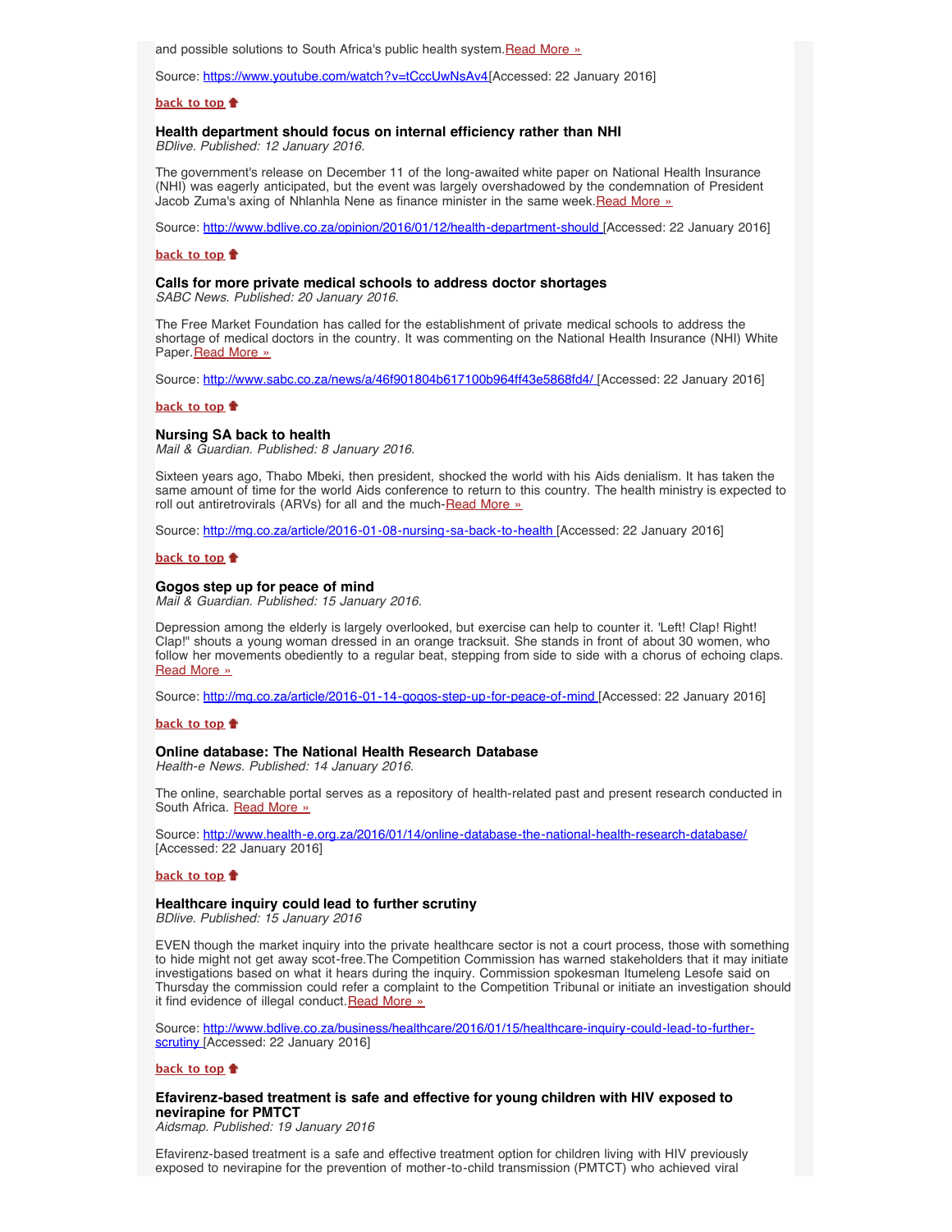and possible solutions to South Africa's public health system.Read More »

Source: https://www.youtube.com/watch?v=tCccUwNsAv4[Accessed: 22 January 2016]

**back to top**

### Health department should focus on internal efficiency rather than NHI

*BDlive. Published: 12 January 2016.*

The government's release on December 11 of the long-awaited white paper on National Health Insurance (NHI) was eagerly anticipated, but the event was largely overshadowed by the condemnation of President Jacob Zuma's axing of Nhlanhla Nene as finance minister in the same week.Read More »

Source: http://www.bdlive.co.za/opinion/2016/01/12/health-department-should [Accessed: 22 January 2016]

**back to top**

### Calls for more private medical schools to address doctor shortages

*SABC News. Published: 20 January 2016.*

The Free Market Foundation has called for the establishment of private medical schools to address the shortage of medical doctors in the country. It was commenting on the National Health Insurance (NHI) White Paper.Read More »

Source: http://www.sabc.co.za/news/a/46f901804b617100b964ff43e5868fd4/ [Accessed: 22 January 2016]

**back to top**

### Nursing SA back to health

*Mail & Guardian. Published: 8 January 2016.*

Sixteen years ago, Thabo Mbeki, then president, shocked the world with his Aids denialism. It has taken the same amount of time for the world Aids conference to return to this country. The health ministry is expected to roll out antiretrovirals (ARVs) for all and the much-Read More »

Source: http://mg.co.za/article/2016-01-08-nursing-sa-back-to-health [Accessed: 22 January 2016]

**back to top**

### Gogos step up for peace of mind

*Mail & Guardian. Published: 15 January 2016.*

Depression among the elderly is largely overlooked, but exercise can help to counter it. 'Left! Clap! Right! Clap!" shouts a young woman dressed in an orange tracksuit. She stands in front of about 30 women, who follow her movements obediently to a regular beat, stepping from side to side with a chorus of echoing claps. Read More »

Source: http://mg.co.za/article/2016-01-14-gogos-step-up-for-peace-of-mind [Accessed: 22 January 2016]

**back to top**

### Online database: The National Health Research Database

*Health-e News. Published: 14 January 2016.*

The online, searchable portal serves as a repository of health-related past and present research conducted in South Africa. Read More »

Source: http://www.health-e.org.za/2016/01/14/online-database-the-national-health-research-database/ [Accessed: 22 January 2016]

**back to top**

### Healthcare inquiry could lead to further scrutiny

*BDlive. Published: 15 January 2016*

EVEN though the market inquiry into the private healthcare sector is not a court process, those with something to hide might not get away scot-free.The Competition Commission has warned stakeholders that it may initiate investigations based on what it hears during the inquiry. Commission spokesman Itumeleng Lesofe said on Thursday the commission could refer a complaint to the Competition Tribunal or initiate an investigation should it find evidence of illegal conduct.Read More »

Source: http://www.bdlive.co.za/business/healthcare/2016/01/15/healthcare-inquiry-could-lead-to-further-scrutiny [Accessed: 22 January 2016]

**back to top**

### Efavirenz-based treatment is safe and effective for young children with HIV exposed to nevirapine for PMTCT

*Aidsmap. Published: 19 January 2016*

Efavirenz-based treatment is a safe and effective treatment option for children living with HIV previously exposed to nevirapine for the prevention of mother-to-child transmission (PMTCT) who achieved viral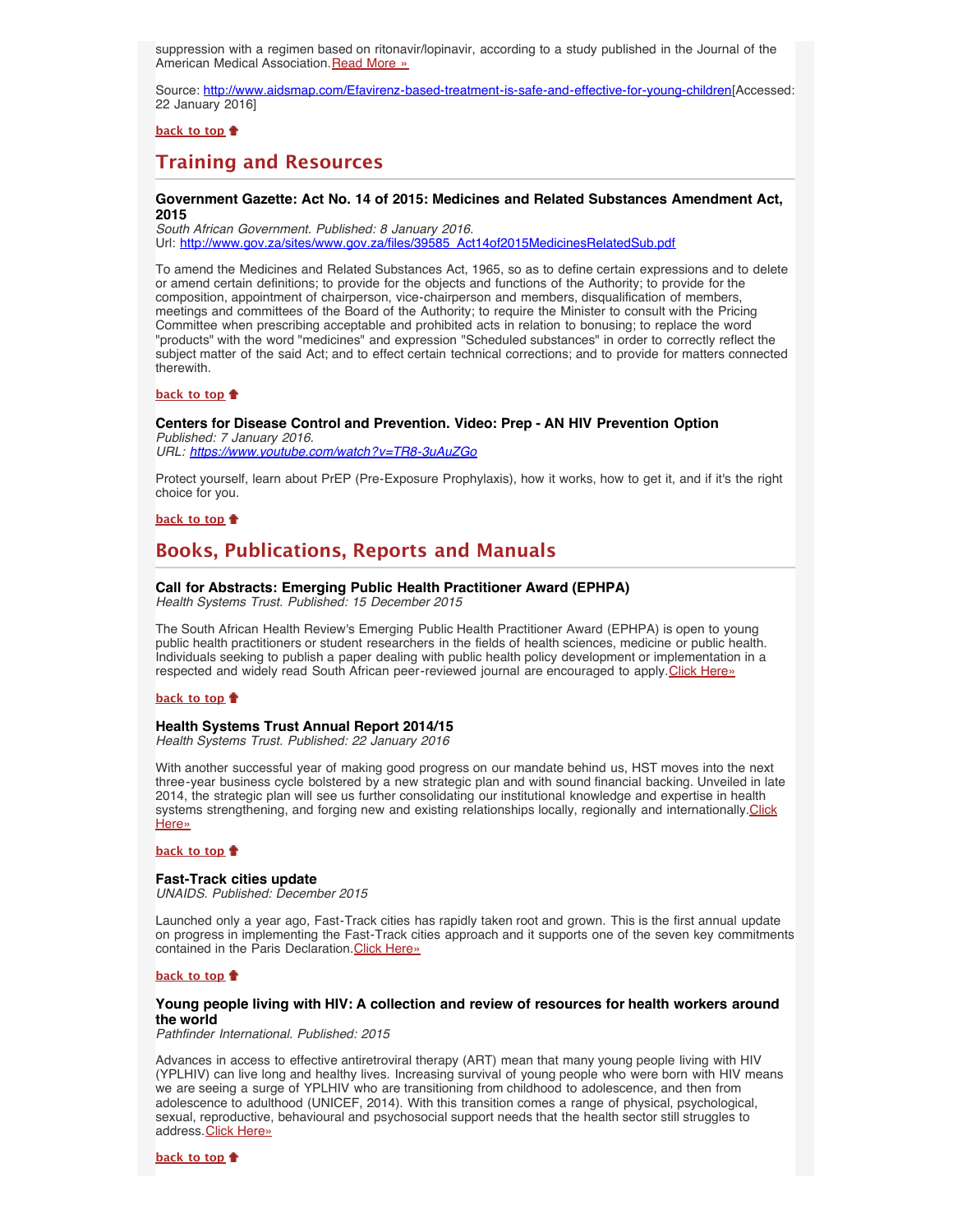suppression with a regimen based on ritonavir/lopinavir, according to a study published in the Journal of the American Medical Association. Read More »

Source: http://www.aidsmap.com/Efavirenz-based-treatment-is-safe-and-effective-for-young-children[Accessed: 22 January 2016]

**back to top**

## Training and Resources

**Government Gazette: Act No. 14 of 2015: Medicines and Related Substances Amendment Act, 2015**
*South African Government. Published: 8 January 2016.*
Url: http://www.gov.za/sites/www.gov.za/files/39585_Act14of2015MedicinesRelatedSub.pdf

To amend the Medicines and Related Substances Act, 1965, so as to define certain expressions and to delete or amend certain definitions; to provide for the objects and functions of the Authority; to provide for the composition, appointment of chairperson, vice-chairperson and members, disqualification of members, meetings and committees of the Board of the Authority; to require the Minister to consult with the Pricing Committee when prescribing acceptable and prohibited acts in relation to bonusing; to replace the word "products" with the word "medicines" and expression "Scheduled substances" in order to correctly reflect the subject matter of the said Act; and to effect certain technical corrections; and to provide for matters connected therewith.

**back to top**

**Centers for Disease Control and Prevention. Video: Prep - AN HIV Prevention Option**
*Published: 7 January 2016.*
*URL: https://www.youtube.com/watch?v=TR8-3uAuZGo*

Protect yourself, learn about PrEP (Pre-Exposure Prophylaxis), how it works, how to get it, and if it's the right choice for you.

**back to top**

## Books, Publications, Reports and Manuals

**Call for Abstracts: Emerging Public Health Practitioner Award (EPHPA)**
*Health Systems Trust. Published: 15 December 2015*

The South African Health Review's Emerging Public Health Practitioner Award (EPHPA) is open to young public health practitioners or student researchers in the fields of health sciences, medicine or public health. Individuals seeking to publish a paper dealing with public health policy development or implementation in a respected and widely read South African peer-reviewed journal are encouraged to apply. Click Here»

**back to top**

**Health Systems Trust Annual Report 2014/15**
*Health Systems Trust. Published: 22 January 2016*

With another successful year of making good progress on our mandate behind us, HST moves into the next three-year business cycle bolstered by a new strategic plan and with sound financial backing. Unveiled in late 2014, the strategic plan will see us further consolidating our institutional knowledge and expertise in health systems strengthening, and forging new and existing relationships locally, regionally and internationally. Click Here»

**back to top**

**Fast-Track cities update**
*UNAIDS. Published: December 2015*

Launched only a year ago, Fast-Track cities has rapidly taken root and grown. This is the first annual update on progress in implementing the Fast-Track cities approach and it supports one of the seven key commitments contained in the Paris Declaration. Click Here»

**back to top**

**Young people living with HIV: A collection and review of resources for health workers around the world**
*Pathfinder International. Published: 2015*

Advances in access to effective antiretroviral therapy (ART) mean that many young people living with HIV (YPLHIV) can live long and healthy lives. Increasing survival of young people who were born with HIV means we are seeing a surge of YPLHIV who are transitioning from childhood to adolescence, and then from adolescence to adulthood (UNICEF, 2014). With this transition comes a range of physical, psychological, sexual, reproductive, behavioural and psychosocial support needs that the health sector still struggles to address. Click Here»

**back to top**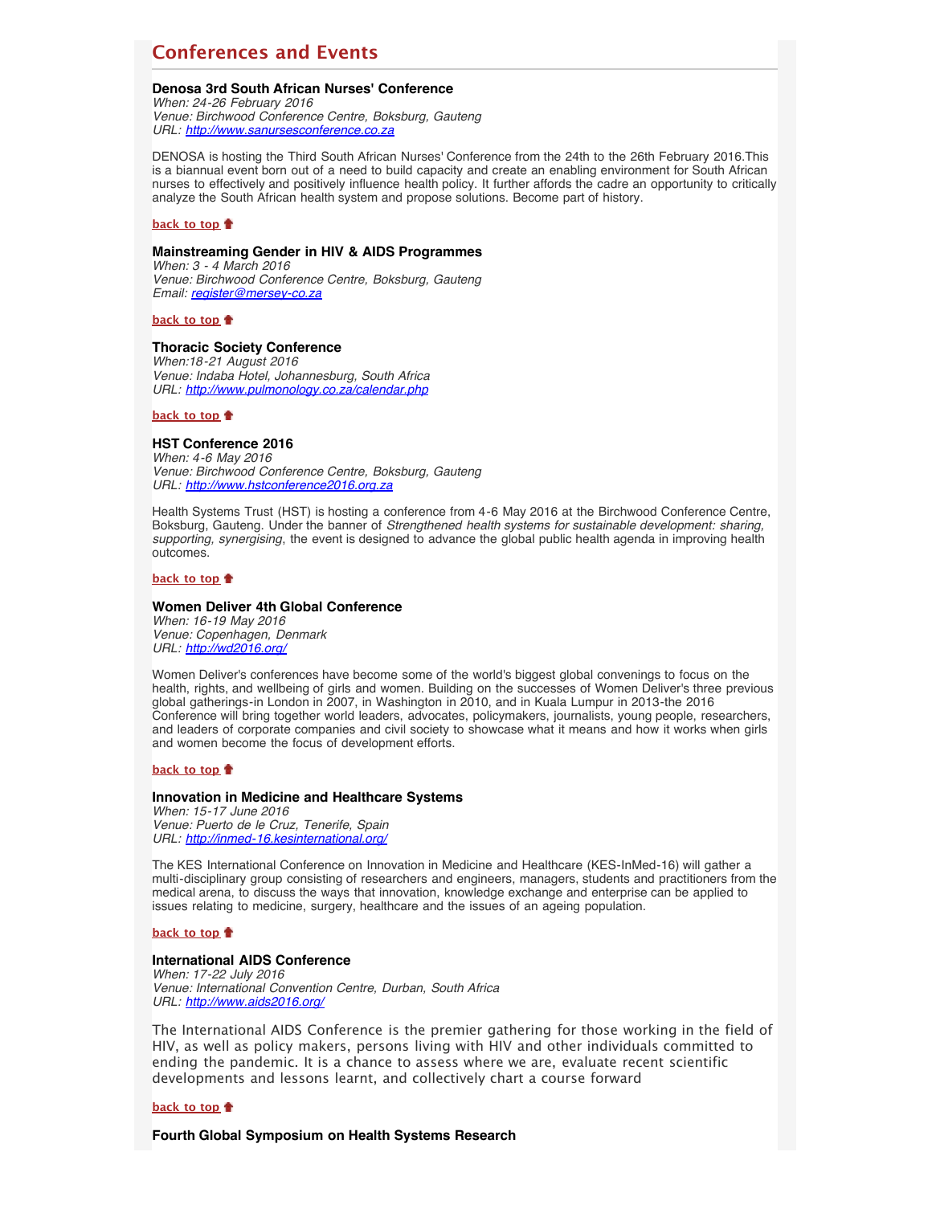## Conferences and Events

**Denosa 3rd South African Nurses' Conference**
*When: 24-26 February 2016*
*Venue: Birchwood Conference Centre, Boksburg, Gauteng*
*URL: [http://www.sanursesconference.co.za](http://www.sanursesconference.co.za)*

DENOSA is hosting the Third South African Nurses' Conference from the 24th to the 26th February 2016.This is a biannual event born out of a need to build capacity and create an enabling environment for South African nurses to effectively and positively influence health policy. It further affords the cadre an opportunity to critically analyze the South African health system and propose solutions. Become part of history.

**back to top**

**Mainstreaming Gender in HIV & AIDS Programmes**
*When: 3 - 4 March 2016*
*Venue: Birchwood Conference Centre, Boksburg, Gauteng*
*Email: [register@mersey-co.za](mailto:register@mersey-co.za)*

**back to top**

**Thoracic Society Conference**
*When:18-21 August 2016*
*Venue: Indaba Hotel, Johannesburg, South Africa*
*URL: [http://www.pulmonology.co.za/calendar.php](http://www.pulmonology.co.za/calendar.php)*

**back to top**

**HST Conference 2016**
*When: 4-6 May 2016*
*Venue: Birchwood Conference Centre, Boksburg, Gauteng*
*URL: [http://www.hstconference2016.org.za](http://www.hstconference2016.org.za)*

Health Systems Trust (HST) is hosting a conference from 4-6 May 2016 at the Birchwood Conference Centre, Boksburg, Gauteng. Under the banner of *Strengthened health systems for sustainable development: sharing, supporting, synergising*, the event is designed to advance the global public health agenda in improving health outcomes.

**back to top**

**Women Deliver 4th Global Conference**
*When: 16-19 May 2016*
*Venue: Copenhagen, Denmark*
*URL: [http://wd2016.org/](http://wd2016.org/)*

Women Deliver's conferences have become some of the world's biggest global convenings to focus on the health, rights, and wellbeing of girls and women. Building on the successes of Women Deliver's three previous global gatherings-in London in 2007, in Washington in 2010, and in Kuala Lumpur in 2013-the 2016 Conference will bring together world leaders, advocates, policymakers, journalists, young people, researchers, and leaders of corporate companies and civil society to showcase what it means and how it works when girls and women become the focus of development efforts.

**back to top**

**Innovation in Medicine and Healthcare Systems**
*When: 15-17 June 2016*
*Venue: Puerto de le Cruz, Tenerife, Spain*
*URL: [http://inmed-16.kesinternational.org/](http://inmed-16.kesinternational.org/)*

The KES International Conference on Innovation in Medicine and Healthcare (KES-InMed-16) will gather a multi-disciplinary group consisting of researchers and engineers, managers, students and practitioners from the medical arena, to discuss the ways that innovation, knowledge exchange and enterprise can be applied to issues relating to medicine, surgery, healthcare and the issues of an ageing population.

**back to top**

**International AIDS Conference**
*When: 17-22 July 2016*
*Venue: International Convention Centre, Durban, South Africa*
*URL: [http://www.aids2016.org/](http://www.aids2016.org/)*

The International AIDS Conference is the premier gathering for those working in the field of HIV, as well as policy makers, persons living with HIV and other individuals committed to ending the pandemic. It is a chance to assess where we are, evaluate recent scientific developments and lessons learnt, and collectively chart a course forward

**back to top**

**Fourth Global Symposium on Health Systems Research**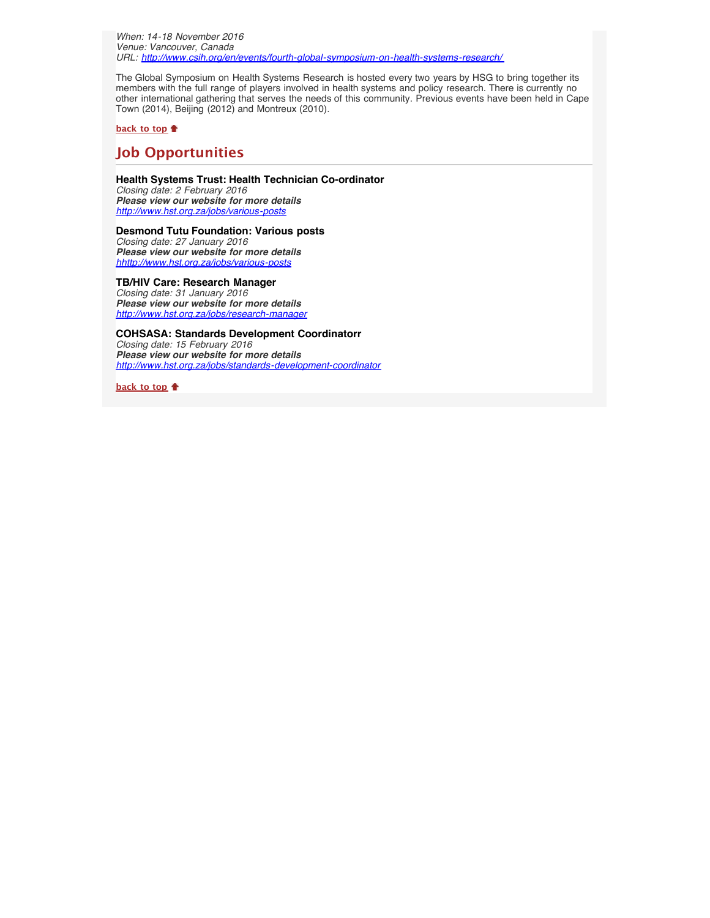*When: 14-18 November 2016*
*Venue: Vancouver, Canada*
*URL: http://www.csih.org/en/events/fourth-global-symposium-on-health-systems-research/*

The Global Symposium on Health Systems Research is hosted every two years by HSG to bring together its members with the full range of players involved in health systems and policy research. There is currently no other international gathering that serves the needs of this community. Previous events have been held in Cape Town (2014), Beijing (2012) and Montreux (2010).

back to top

## Job Opportunities

**Health Systems Trust: Health Technician Co-ordinator**
*Closing date: 2 February 2016*
***Please view our website for more details***
*http://www.hst.org.za/jobs/various-posts*

**Desmond Tutu Foundation: Various posts**
*Closing date: 27 January 2016*
***Please view our website for more details***
*hhttp://www.hst.org.za/jobs/various-posts*

**TB/HIV Care: Research Manager**
*Closing date: 31 January 2016*
***Please view our website for more details***
*http://www.hst.org.za/jobs/research-manager*

**COHSASA: Standards Development Coordinatorr**
*Closing date: 15 February 2016*
***Please view our website for more details***
*http://www.hst.org.za/jobs/standards-development-coordinator*

back to top